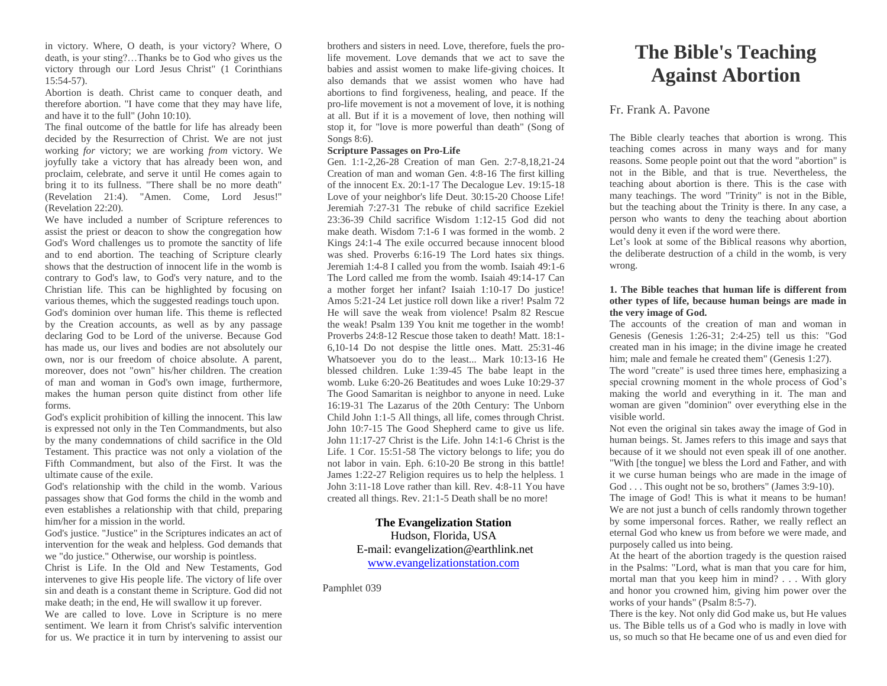in victory. Where, O death, is your victory? Where, O death, is your sting?…Thanks be to God who gives us the victory through our Lord Jesus Christ" (1 Corinthians 15:54-57).

Abortion is death. Christ came to conquer death, and therefore abortion. "I have come that they may have life, and have it to the full" (John 10:10).

The final outcome of the battle for life has already been decided by the Resurrection of Christ. We are not just working *for* victory; we are working *from* victory. We joyfully take a victory that has already been won, and proclaim, celebrate, and serve it until He comes again to bring it to its fullness. "There shall be no more death" (Revelation 21:4). "Amen. Come, Lord Jesus!" (Revelation 22:20).

We have included a number of Scripture references to assist the priest or deacon to show the congregation how God's Word challenges us to promote the sanctity of life and to end abortion. The teaching of Scripture clearly shows that the destruction of innocent life in the womb is contrary to God's law, to God's very nature, and to the Christian life. This can be highlighted by focusing on various themes, which the suggested readings touch upon.

God's dominion over human life. This theme is reflected by the Creation accounts, as well as by any passage declaring God to be Lord of the universe. Because God has made us, our lives and bodies are not absolutely our own, nor is our freedom of choice absolute. A parent, moreover, does not "own" his/her children. The creation of man and woman in God's own image, furthermore, makes the human person quite distinct from other life forms.

God's explicit prohibition of killing the innocent. This law is expressed not only in the Ten Commandments, but also by the many condemnations of child sacrifice in the Old Testament. This practice was not only a violation of the Fifth Commandment, but also of the First. It was the ultimate cause of the exile.

God's relationship with the child in the womb. Various passages show that God forms the child in the womb and even establishes a relationship with that child, preparing him/her for a mission in the world.

God's justice. "Justice" in the Scriptures indicates an act of intervention for the weak and helpless. God demands that we "do justice." Otherwise, our worship is pointless.

Christ is Life. In the Old and New Testaments, God intervenes to give His people life. The victory of life over sin and death is a constant theme in Scripture. God did not make death; in the end, He will swallow it up forever.

We are called to love. Love in Scripture is no mere sentiment. We learn it from Christ's salvific intervention for us. We practice it in turn by intervening to assist our brothers and sisters in need. Love, therefore, fuels the pro-life movement. Love demands that we act to save the babies and assist women to make life-giving choices. It also demands that we assist women who have had abortions to find forgiveness, healing, and peace. If the pro-life movement is not a movement of love, it is nothing at all. But if it is a movement of love, then nothing will stop it, for "love is more powerful than death" (Song of Songs 8:6).

**Scripture Passages on Pro-Life**

Gen. 1:1-2,26-28 Creation of man Gen. 2:7-8,18,21-24 Creation of man and woman Gen. 4:8-16 The first killing of the innocent Ex. 20:1-17 The Decalogue Lev. 19:15-18 Love of your neighbor's life Deut. 30:15-20 Choose Life! Jeremiah 7:27-31 The rebuke of child sacrifice Ezekiel 23:36-39 Child sacrifice Wisdom 1:12-15 God did not make death. Wisdom 7:1-6 I was formed in the womb. 2 Kings 24:1-4 The exile occurred because innocent blood was shed. Proverbs 6:16-19 The Lord hates six things. Jeremiah 1:4-8 I called you from the womb. Isaiah 49:1-6 The Lord called me from the womb. Isaiah 49:14-17 Can a mother forget her infant? Isaiah 1:10-17 Do justice! Amos 5:21-24 Let justice roll down like a river! Psalm 72 He will save the weak from violence! Psalm 82 Rescue the weak! Psalm 139 You knit me together in the womb! Proverbs 24:8-12 Rescue those taken to death! Matt. 18:1-6,10-14 Do not despise the little ones. Matt. 25:31-46 Whatsoever you do to the least... Mark 10:13-16 He blessed children. Luke 1:39-45 The babe leapt in the womb. Luke 6:20-26 Beatitudes and woes Luke 10:29-37 The Good Samaritan is neighbor to anyone in need. Luke 16:19-31 The Lazarus of the 20th Century: The Unborn Child John 1:1-5 All things, all life, comes through Christ. John 10:7-15 The Good Shepherd came to give us life. John 11:17-27 Christ is the Life. John 14:1-6 Christ is the Life. 1 Cor. 15:51-58 The victory belongs to life; you do not labor in vain. Eph. 6:10-20 Be strong in this battle! James 1:22-27 Religion requires us to help the helpless. 1 John 3:11-18 Love rather than kill. Rev. 4:8-11 You have created all things. Rev. 21:1-5 Death shall be no more!

**The Evangelization Station**
Hudson, Florida, USA
E-mail: evangelization@earthlink.net
www.evangelizationstation.com

Pamphlet 039

# The Bible's Teaching Against Abortion

Fr. Frank A. Pavone

The Bible clearly teaches that abortion is wrong. This teaching comes across in many ways and for many reasons. Some people point out that the word "abortion" is not in the Bible, and that is true. Nevertheless, the teaching about abortion is there. This is the case with many teachings. The word "Trinity" is not in the Bible, but the teaching about the Trinity is there. In any case, a person who wants to deny the teaching about abortion would deny it even if the word were there.

Let's look at some of the Biblical reasons why abortion, the deliberate destruction of a child in the womb, is very wrong.

**1. The Bible teaches that human life is different from other types of life, because human beings are made in the very image of God.**

The accounts of the creation of man and woman in Genesis (Genesis 1:26-31; 2:4-25) tell us this: "God created man in his image; in the divine image he created him; male and female he created them" (Genesis 1:27).

The word "create" is used three times here, emphasizing a special crowning moment in the whole process of God's making the world and everything in it. The man and woman are given "dominion" over everything else in the visible world.

Not even the original sin takes away the image of God in human beings. St. James refers to this image and says that because of it we should not even speak ill of one another. "With [the tongue] we bless the Lord and Father, and with it we curse human beings who are made in the image of God . . . This ought not be so, brothers" (James 3:9-10).

The image of God! This is what it means to be human! We are not just a bunch of cells randomly thrown together by some impersonal forces. Rather, we really reflect an eternal God who knew us from before we were made, and purposely called us into being.

At the heart of the abortion tragedy is the question raised in the Psalms: "Lord, what is man that you care for him, mortal man that you keep him in mind? . . . With glory and honor you crowned him, giving him power over the works of your hands" (Psalm 8:5-7).

There is the key. Not only did God make us, but He values us. The Bible tells us of a God who is madly in love with us, so much so that He became one of us and even died for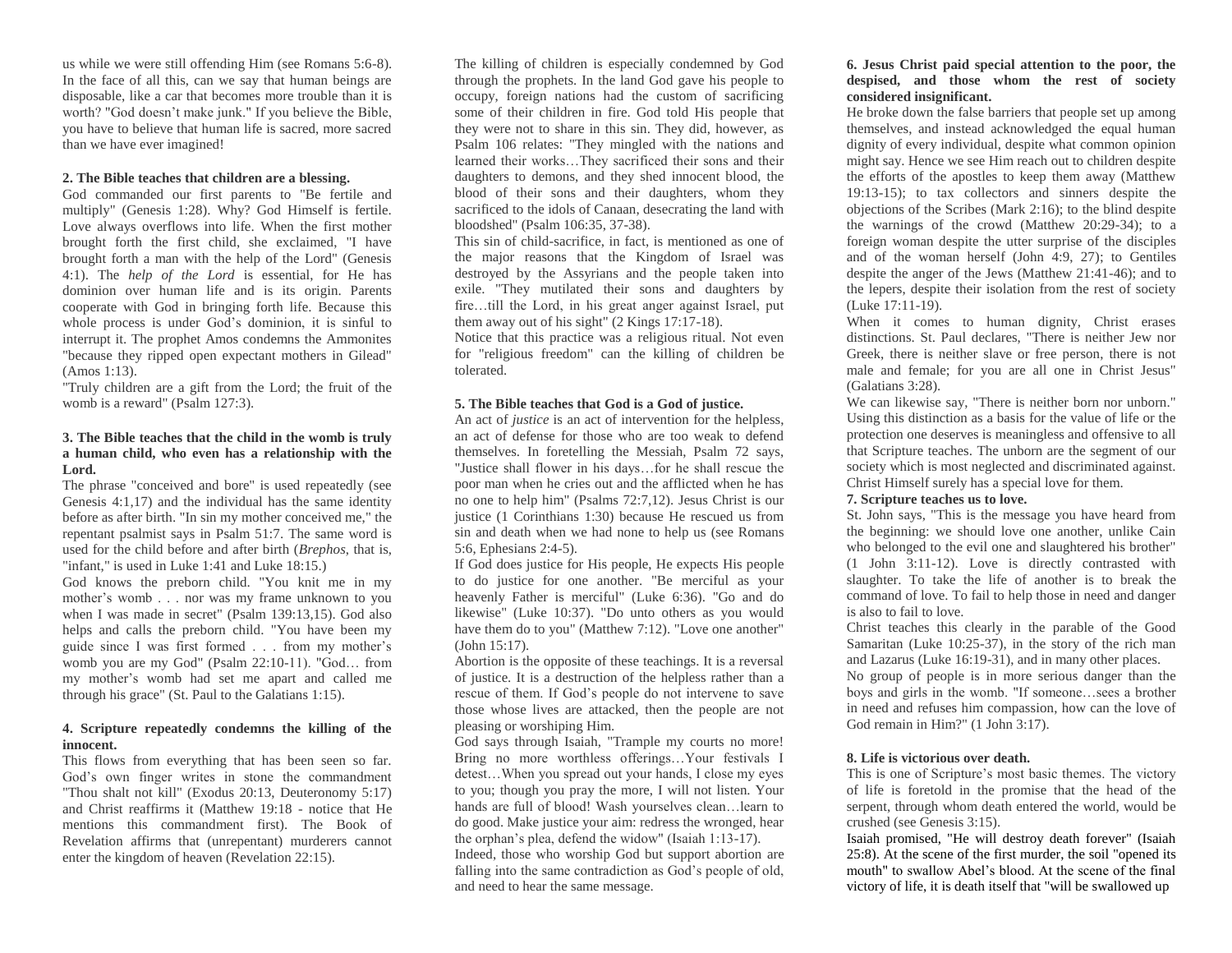us while we were still offending Him (see Romans 5:6-8). In the face of all this, can we say that human beings are disposable, like a car that becomes more trouble than it is worth? "God doesn't make junk." If you believe the Bible, you have to believe that human life is sacred, more sacred than we have ever imagined!

**2. The Bible teaches that children are a blessing.**

God commanded our first parents to "Be fertile and multiply" (Genesis 1:28). Why? God Himself is fertile. Love always overflows into life. When the first mother brought forth the first child, she exclaimed, "I have brought forth a man with the help of the Lord" (Genesis 4:1). The *help of the Lord* is essential, for He has dominion over human life and is its origin. Parents cooperate with God in bringing forth life. Because this whole process is under God's dominion, it is sinful to interrupt it. The prophet Amos condemns the Ammonites "because they ripped open expectant mothers in Gilead" (Amos 1:13).

"Truly children are a gift from the Lord; the fruit of the womb is a reward" (Psalm 127:3).

**3. The Bible teaches that the child in the womb is truly a human child, who even has a relationship with the Lord.**

The phrase "conceived and bore" is used repeatedly (see Genesis 4:1,17) and the individual has the same identity before as after birth. "In sin my mother conceived me," the repentant psalmist says in Psalm 51:7. The same word is used for the child before and after birth (*Brephos*, that is, "infant," is used in Luke 1:41 and Luke 18:15.)

God knows the preborn child. "You knit me in my mother's womb . . . nor was my frame unknown to you when I was made in secret" (Psalm 139:13,15). God also helps and calls the preborn child. "You have been my guide since I was first formed . . . from my mother's womb you are my God" (Psalm 22:10-11). "God… from my mother's womb had set me apart and called me through his grace" (St. Paul to the Galatians 1:15).

**4. Scripture repeatedly condemns the killing of the innocent.**

This flows from everything that has been seen so far. God's own finger writes in stone the commandment "Thou shalt not kill" (Exodus 20:13, Deuteronomy 5:17) and Christ reaffirms it (Matthew 19:18 - notice that He mentions this commandment first). The Book of Revelation affirms that (unrepentant) murderers cannot enter the kingdom of heaven (Revelation 22:15).

The killing of children is especially condemned by God through the prophets. In the land God gave his people to occupy, foreign nations had the custom of sacrificing some of their children in fire. God told His people that they were not to share in this sin. They did, however, as Psalm 106 relates: "They mingled with the nations and learned their works…They sacrificed their sons and their daughters to demons, and they shed innocent blood, the blood of their sons and their daughters, whom they sacrificed to the idols of Canaan, desecrating the land with bloodshed" (Psalm 106:35, 37-38).

This sin of child-sacrifice, in fact, is mentioned as one of the major reasons that the Kingdom of Israel was destroyed by the Assyrians and the people taken into exile. "They mutilated their sons and daughters by fire…till the Lord, in his great anger against Israel, put them away out of his sight" (2 Kings 17:17-18).

Notice that this practice was a religious ritual. Not even for "religious freedom" can the killing of children be tolerated.

**5. The Bible teaches that God is a God of justice.**

An act of *justice* is an act of intervention for the helpless, an act of defense for those who are too weak to defend themselves. In foretelling the Messiah, Psalm 72 says, "Justice shall flower in his days…for he shall rescue the poor man when he cries out and the afflicted when he has no one to help him" (Psalms 72:7,12). Jesus Christ is our justice (1 Corinthians 1:30) because He rescued us from sin and death when we had none to help us (see Romans 5:6, Ephesians 2:4-5).

If God does justice for His people, He expects His people to do justice for one another. "Be merciful as your heavenly Father is merciful" (Luke 6:36). "Go and do likewise" (Luke 10:37). "Do unto others as you would have them do to you" (Matthew 7:12). "Love one another" (John 15:17).

Abortion is the opposite of these teachings. It is a reversal of justice. It is a destruction of the helpless rather than a rescue of them. If God's people do not intervene to save those whose lives are attacked, then the people are not pleasing or worshiping Him.

God says through Isaiah, "Trample my courts no more! Bring no more worthless offerings…Your festivals I detest…When you spread out your hands, I close my eyes to you; though you pray the more, I will not listen. Your hands are full of blood! Wash yourselves clean…learn to do good. Make justice your aim: redress the wronged, hear the orphan's plea, defend the widow" (Isaiah 1:13-17).

Indeed, those who worship God but support abortion are falling into the same contradiction as God's people of old, and need to hear the same message.

**6. Jesus Christ paid special attention to the poor, the despised, and those whom the rest of society considered insignificant.**

He broke down the false barriers that people set up among themselves, and instead acknowledged the equal human dignity of every individual, despite what common opinion might say. Hence we see Him reach out to children despite the efforts of the apostles to keep them away (Matthew 19:13-15); to tax collectors and sinners despite the objections of the Scribes (Mark 2:16); to the blind despite the warnings of the crowd (Matthew 20:29-34); to a foreign woman despite the utter surprise of the disciples and of the woman herself (John 4:9, 27); to Gentiles despite the anger of the Jews (Matthew 21:41-46); and to the lepers, despite their isolation from the rest of society (Luke 17:11-19).

When it comes to human dignity, Christ erases distinctions. St. Paul declares, "There is neither Jew nor Greek, there is neither slave or free person, there is not male and female; for you are all one in Christ Jesus" (Galatians 3:28).

We can likewise say, "There is neither born nor unborn." Using this distinction as a basis for the value of life or the protection one deserves is meaningless and offensive to all that Scripture teaches. The unborn are the segment of our society which is most neglected and discriminated against. Christ Himself surely has a special love for them.

**7. Scripture teaches us to love.**

St. John says, "This is the message you have heard from the beginning: we should love one another, unlike Cain who belonged to the evil one and slaughtered his brother" (1 John 3:11-12). Love is directly contrasted with slaughter. To take the life of another is to break the command of love. To fail to help those in need and danger is also to fail to love.

Christ teaches this clearly in the parable of the Good Samaritan (Luke 10:25-37), in the story of the rich man and Lazarus (Luke 16:19-31), and in many other places.

No group of people is in more serious danger than the boys and girls in the womb. "If someone…sees a brother in need and refuses him compassion, how can the love of God remain in Him?" (1 John 3:17).

**8. Life is victorious over death.**

This is one of Scripture's most basic themes. The victory of life is foretold in the promise that the head of the serpent, through whom death entered the world, would be crushed (see Genesis 3:15).

Isaiah promised, "He will destroy death forever" (Isaiah 25:8). At the scene of the first murder, the soil "opened its mouth" to swallow Abel's blood. At the scene of the final victory of life, it is death itself that "will be swallowed up